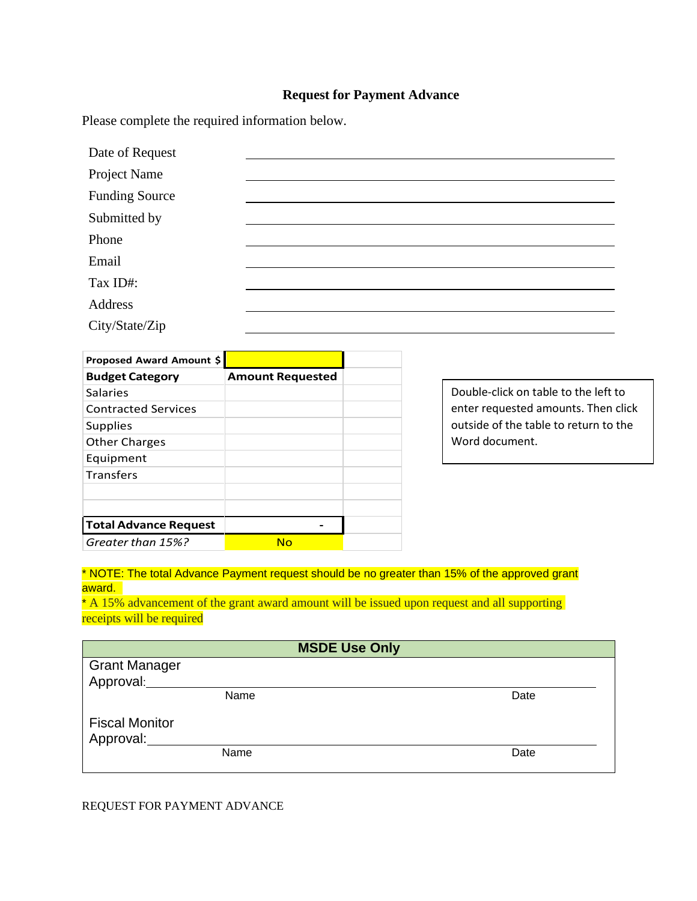# Request for Payment Advance

Please complete the required information below.

| | |
|---|---|
| Date of Request | |
| Project Name | |
| Funding Source | |
| Submitted by | |
| Phone | |
| Email | |
| Tax ID#: | |
| Address | |
| City/State/Zip | |

| Proposed Award Amount $ | | |
|---|---|---|
| **Budget Category** | **Amount Requested** | |
| Salaries | | |
| Contracted Services | | |
| Supplies | | |
| Other Charges | | |
| Equipment | | |
| Transfers | | |
| | | |
| | | |
| **Total Advance Request** | - | |
| *Greater than 15%?* | No | |

Double-click on table to the left to enter requested amounts. Then click outside of the table to return to the Word document.

* NOTE: The total Advance Payment request should be no greater than 15% of the approved grant award.
* A 15% advancement of the grant award amount will be issued upon request and all supporting receipts will be required

| **MSDE Use Only** | |
|---|---|
| Grant Manager Approval: ______________________ | |
| Name | Date |
| Fiscal Monitor Approval: ______________________ | |
| Name | Date |

REQUEST FOR PAYMENT ADVANCE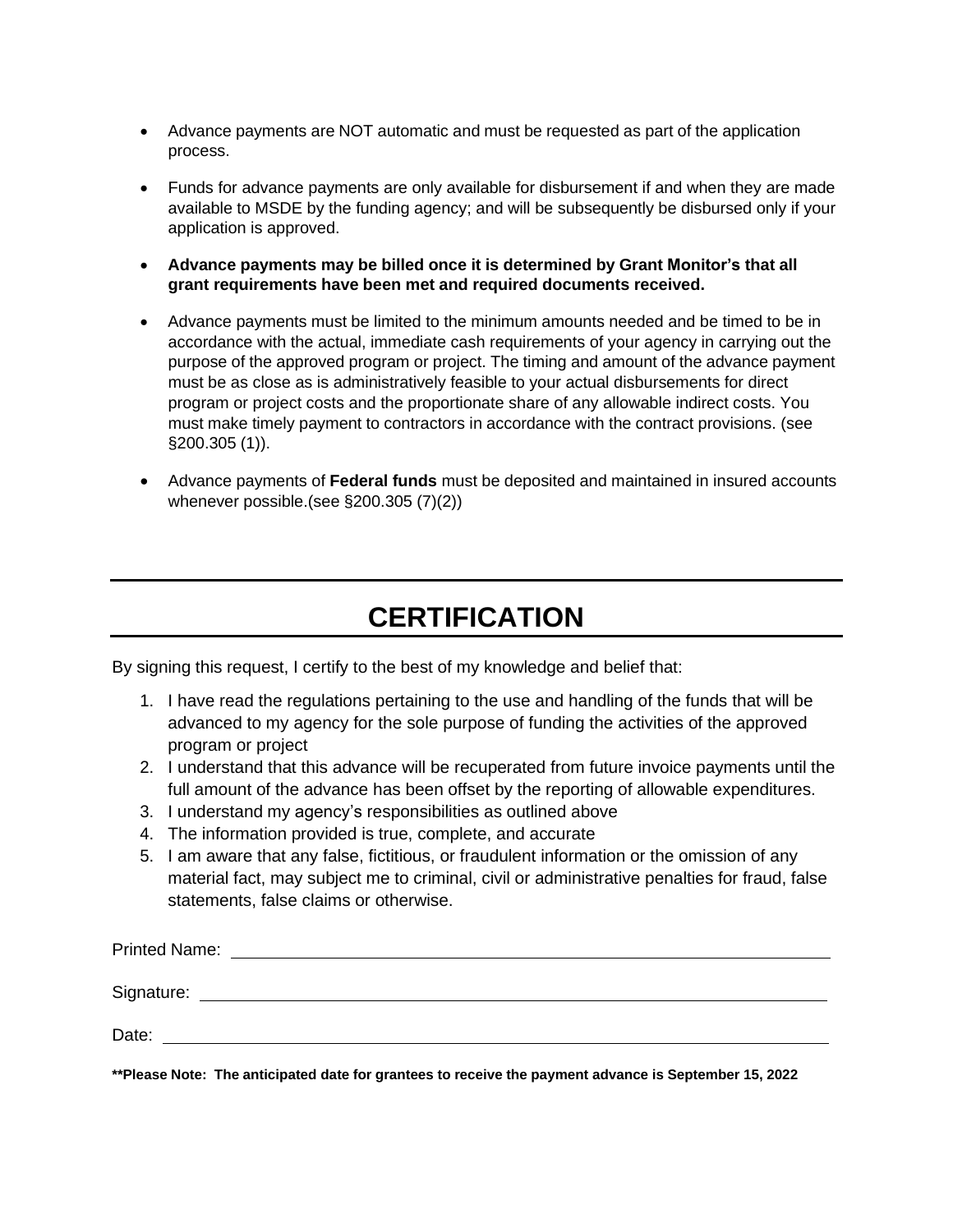- Advance payments are NOT automatic and must be requested as part of the application process.
- Funds for advance payments are only available for disbursement if and when they are made available to MSDE by the funding agency; and will be subsequently be disbursed only if your application is approved.
- **Advance payments may be billed once it is determined by Grant Monitor's that all grant requirements have been met and required documents received.**
- Advance payments must be limited to the minimum amounts needed and be timed to be in accordance with the actual, immediate cash requirements of your agency in carrying out the purpose of the approved program or project. The timing and amount of the advance payment must be as close as is administratively feasible to your actual disbursements for direct program or project costs and the proportionate share of any allowable indirect costs. You must make timely payment to contractors in accordance with the contract provisions. (see §200.305 (1)).
- Advance payments of **Federal funds** must be deposited and maintained in insured accounts whenever possible.(see §200.305 (7)(2))

# CERTIFICATION

By signing this request, I certify to the best of my knowledge and belief that:

1. I have read the regulations pertaining to the use and handling of the funds that will be advanced to my agency for the sole purpose of funding the activities of the approved program or project
2. I understand that this advance will be recuperated from future invoice payments until the full amount of the advance has been offset by the reporting of allowable expenditures.
3. I understand my agency's responsibilities as outlined above
4. The information provided is true, complete, and accurate
5. I am aware that any false, fictitious, or fraudulent information or the omission of any material fact, may subject me to criminal, civil or administrative penalties for fraud, false statements, false claims or otherwise.

Printed Name: ______________________________

Signature: ______________________________

Date: ______________________________

**\*\*Please Note: The anticipated date for grantees to receive the payment advance is September 15, 2022**